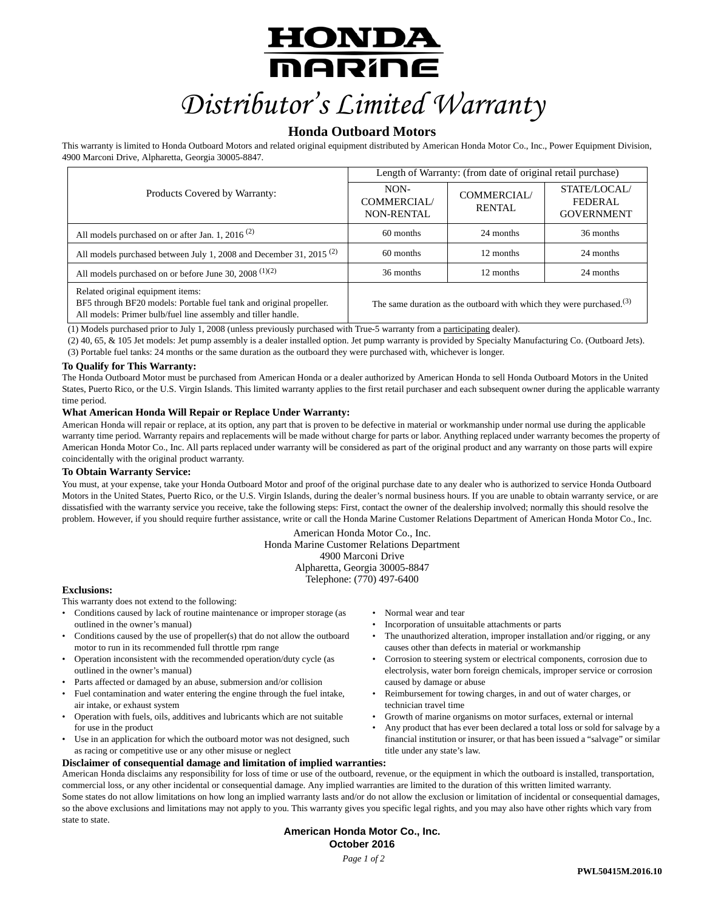# HONDA MARINE

# *Distributor's Limited Warranty*

## Honda Outboard Motors

This warranty is limited to Honda Outboard Motors and related original equipment distributed by American Honda Motor Co., Inc., Power Equipment Division, 4900 Marconi Drive, Alpharetta, Georgia 30005-8847.

| Products Covered by Warranty: | Length of Warranty: (from date of original retail purchase) | | |
|---|---|---|---|
| | NON-COMMERCIAL/ NON-RENTAL | COMMERCIAL/ RENTAL | STATE/LOCAL/ FEDERAL GOVERNMENT |
| All models purchased on or after Jan. 1, 2016 (2) | 60 months | 24 months | 36 months |
| All models purchased between July 1, 2008 and December 31, 2015 (2) | 60 months | 12 months | 24 months |
| All models purchased on or before June 30, 2008 (1)(2) | 36 months | 12 months | 24 months |
| Related original equipment items: BF5 through BF20 models: Portable fuel tank and original propeller. All models: Primer bulb/fuel line assembly and tiller handle. | The same duration as the outboard with which they were purchased.(3) | | |

(1) Models purchased prior to July 1, 2008 (unless previously purchased with True-5 warranty from a participating dealer).
(2) 40, 65, & 105 Jet models: Jet pump assembly is a dealer installed option. Jet pump warranty is provided by Specialty Manufacturing Co. (Outboard Jets).
(3) Portable fuel tanks: 24 months or the same duration as the outboard they were purchased with, whichever is longer.

### To Qualify for This Warranty:

The Honda Outboard Motor must be purchased from American Honda or a dealer authorized by American Honda to sell Honda Outboard Motors in the United States, Puerto Rico, or the U.S. Virgin Islands. This limited warranty applies to the first retail purchaser and each subsequent owner during the applicable warranty time period.

### What American Honda Will Repair or Replace Under Warranty:

American Honda will repair or replace, at its option, any part that is proven to be defective in material or workmanship under normal use during the applicable warranty time period. Warranty repairs and replacements will be made without charge for parts or labor. Anything replaced under warranty becomes the property of American Honda Motor Co., Inc. All parts replaced under warranty will be considered as part of the original product and any warranty on those parts will expire coincidentally with the original product warranty.

### To Obtain Warranty Service:

You must, at your expense, take your Honda Outboard Motor and proof of the original purchase date to any dealer who is authorized to service Honda Outboard Motors in the United States, Puerto Rico, or the U.S. Virgin Islands, during the dealer's normal business hours. If you are unable to obtain warranty service, or are dissatisfied with the warranty service you receive, take the following steps: First, contact the owner of the dealership involved; normally this should resolve the problem. However, if you should require further assistance, write or call the Honda Marine Customer Relations Department of American Honda Motor Co., Inc.

American Honda Motor Co., Inc.
Honda Marine Customer Relations Department
4900 Marconi Drive
Alpharetta, Georgia 30005-8847
Telephone: (770) 497-6400

### Exclusions:

This warranty does not extend to the following:

- Conditions caused by lack of routine maintenance or improper storage (as outlined in the owner's manual)
- Conditions caused by the use of propeller(s) that do not allow the outboard motor to run in its recommended full throttle rpm range
- Operation inconsistent with the recommended operation/duty cycle (as outlined in the owner's manual)
- Parts affected or damaged by an abuse, submersion and/or collision
- Fuel contamination and water entering the engine through the fuel intake, air intake, or exhaust system
- Operation with fuels, oils, additives and lubricants which are not suitable for use in the product
- Use in an application for which the outboard motor was not designed, such as racing or competitive use or any other misuse or neglect
- Normal wear and tear
- Incorporation of unsuitable attachments or parts
- The unauthorized alteration, improper installation and/or rigging, or any causes other than defects in material or workmanship
- Corrosion to steering system or electrical components, corrosion due to electrolysis, water born foreign chemicals, improper service or corrosion caused by damage or abuse
- Reimbursement for towing charges, in and out of water charges, or technician travel time
- Growth of marine organisms on motor surfaces, external or internal
- Any product that has ever been declared a total loss or sold for salvage by a financial institution or insurer, or that has been issued a "salvage" or similar title under any state's law.

### Disclaimer of consequential damage and limitation of implied warranties:

American Honda disclaims any responsibility for loss of time or use of the outboard, revenue, or the equipment in which the outboard is installed, transportation, commercial loss, or any other incidental or consequential damage. Any implied warranties are limited to the duration of this written limited warranty.

Some states do not allow limitations on how long an implied warranty lasts and/or do not allow the exclusion or limitation of incidental or consequential damages, so the above exclusions and limitations may not apply to you. This warranty gives you specific legal rights, and you may also have other rights which vary from state to state.

**American Honda Motor Co., Inc.**
**October 2016**

PWL50415M.2016.10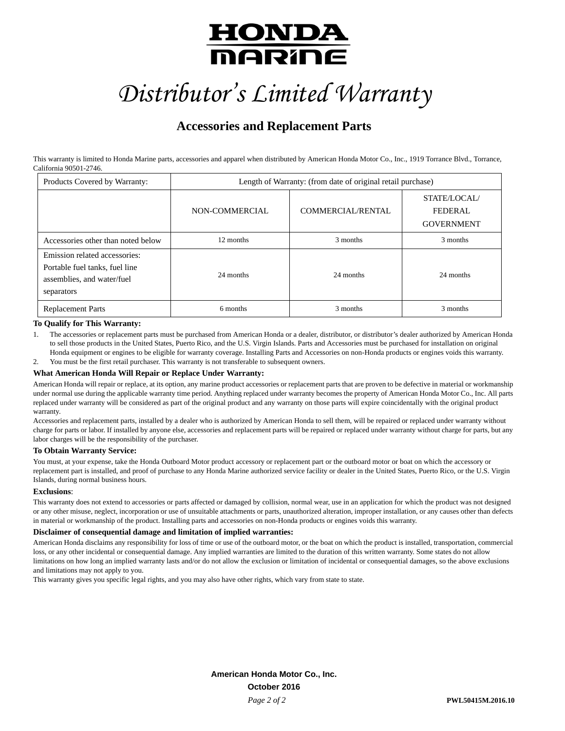# HONDA MARINE

# *Distributor's Limited Warranty*

## Accessories and Replacement Parts

This warranty is limited to Honda Marine parts, accessories and apparel when distributed by American Honda Motor Co., Inc., 1919 Torrance Blvd., Torrance, California 90501-2746.

| Products Covered by Warranty: | Length of Warranty: (from date of original retail purchase) | | |
|---|---|---|---|
| | NON-COMMERCIAL | COMMERCIAL/RENTAL | STATE/LOCAL/ FEDERAL GOVERNMENT |
| Accessories other than noted below | 12 months | 3 months | 3 months |
| Emission related accessories: Portable fuel tanks, fuel line assemblies, and water/fuel separators | 24 months | 24 months | 24 months |
| Replacement Parts | 6 months | 3 months | 3 months |

**To Qualify for This Warranty:**

1. The accessories or replacement parts must be purchased from American Honda or a dealer, distributor, or distributor's dealer authorized by American Honda to sell those products in the United States, Puerto Rico, and the U.S. Virgin Islands. Parts and Accessories must be purchased for installation on original Honda equipment or engines to be eligible for warranty coverage. Installing Parts and Accessories on non-Honda products or engines voids this warranty.
2. You must be the first retail purchaser. This warranty is not transferable to subsequent owners.

**What American Honda Will Repair or Replace Under Warranty:**

American Honda will repair or replace, at its option, any marine product accessories or replacement parts that are proven to be defective in material or workmanship under normal use during the applicable warranty time period. Anything replaced under warranty becomes the property of American Honda Motor Co., Inc. All parts replaced under warranty will be considered as part of the original product and any warranty on those parts will expire coincidentally with the original product warranty.

Accessories and replacement parts, installed by a dealer who is authorized by American Honda to sell them, will be repaired or replaced under warranty without charge for parts or labor. If installed by anyone else, accessories and replacement parts will be repaired or replaced under warranty without charge for parts, but any labor charges will be the responsibility of the purchaser.

**To Obtain Warranty Service:**

You must, at your expense, take the Honda Outboard Motor product accessory or replacement part or the outboard motor or boat on which the accessory or replacement part is installed, and proof of purchase to any Honda Marine authorized service facility or dealer in the United States, Puerto Rico, or the U.S. Virgin Islands, during normal business hours.

**Exclusions**:

This warranty does not extend to accessories or parts affected or damaged by collision, normal wear, use in an application for which the product was not designed or any other misuse, neglect, incorporation or use of unsuitable attachments or parts, unauthorized alteration, improper installation, or any causes other than defects in material or workmanship of the product. Installing parts and accessories on non-Honda products or engines voids this warranty.

**Disclaimer of consequential damage and limitation of implied warranties:**

American Honda disclaims any responsibility for loss of time or use of the outboard motor, or the boat on which the product is installed, transportation, commercial loss, or any other incidental or consequential damage. Any implied warranties are limited to the duration of this written warranty. Some states do not allow limitations on how long an implied warranty lasts and/or do not allow the exclusion or limitation of incidental or consequential damages, so the above exclusions and limitations may not apply to you.

This warranty gives you specific legal rights, and you may also have other rights, which vary from state to state.

**American Honda Motor Co., Inc.**

**October 2016**

**PWL50415M.2016.10**